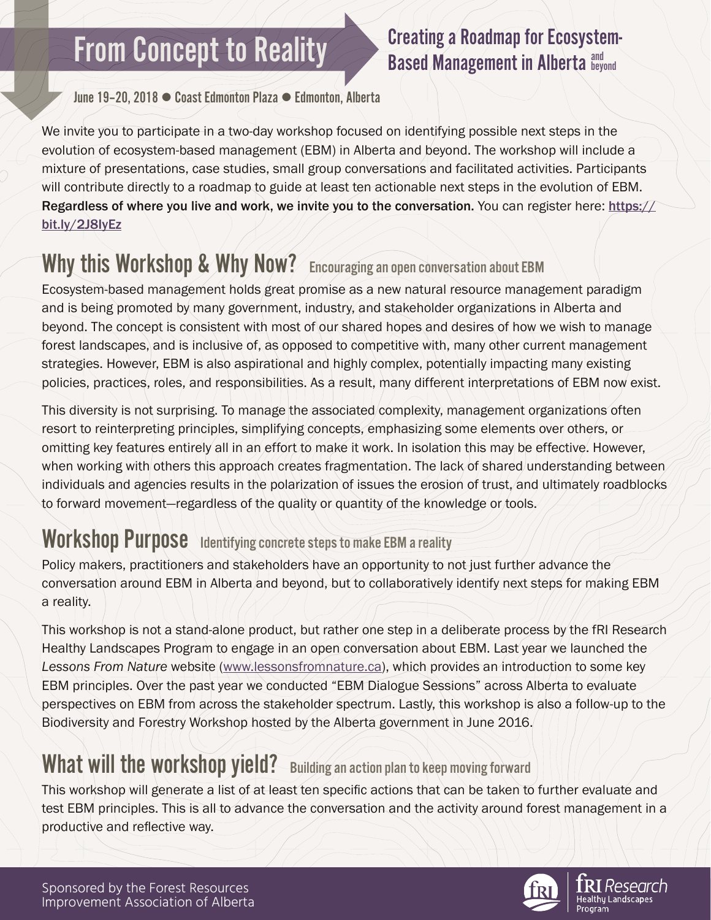# From Concept to Reality

## Creating a Roadmap for Ecosystem-Based Management in Alberta and beyond

June 19–20, 2018 ● Coast Edmonton Plaza ● Edmonton, Alberta

We invite you to participate in a two-day workshop focused on identifying possible next steps in the evolution of ecosystem-based management (EBM) in Alberta and beyond. The workshop will include a mixture of presentations, case studies, small group conversations and facilitated activities. Participants will contribute directly to a roadmap to guide at least ten actionable next steps in the evolution of EBM. **Regardless of where you live and work, we invite you to the conversation.** You can register here: **https://bit.ly/2J8lyEz**

## Why this Workshop & Why Now? Encouraging an open conversation about EBM

Ecosystem-based management holds great promise as a new natural resource management paradigm and is being promoted by many government, industry, and stakeholder organizations in Alberta and beyond. The concept is consistent with most of our shared hopes and desires of how we wish to manage forest landscapes, and is inclusive of, as opposed to competitive with, many other current management strategies. However, EBM is also aspirational and highly complex, potentially impacting many existing policies, practices, roles, and responsibilities. As a result, many different interpretations of EBM now exist.

This diversity is not surprising. To manage the associated complexity, management organizations often resort to reinterpreting principles, simplifying concepts, emphasizing some elements over others, or omitting key features entirely all in an effort to make it work. In isolation this may be effective. However, when working with others this approach creates fragmentation. The lack of shared understanding between individuals and agencies results in the polarization of issues the erosion of trust, and ultimately roadblocks to forward movement—regardless of the quality or quantity of the knowledge or tools.

## Workshop Purpose Identifying concrete steps to make EBM a reality

Policy makers, practitioners and stakeholders have an opportunity to not just further advance the conversation around EBM in Alberta and beyond, but to collaboratively identify next steps for making EBM a reality.

This workshop is not a stand-alone product, but rather one step in a deliberate process by the fRI Research Healthy Landscapes Program to engage in an open conversation about EBM. Last year we launched the *Lessons From Nature* website (www.lessonsfromnature.ca), which provides an introduction to some key EBM principles. Over the past year we conducted "EBM Dialogue Sessions" across Alberta to evaluate perspectives on EBM from across the stakeholder spectrum. Lastly, this workshop is also a follow-up to the Biodiversity and Forestry Workshop hosted by the Alberta government in June 2016.

## What will the workshop yield? Building an action plan to keep moving forward

This workshop will generate a list of at least ten specific actions that can be taken to further evaluate and test EBM principles. This is all to advance the conversation and the activity around forest management in a productive and reflective way.

Sponsored by the Forest Resources Improvement Association of Alberta

fRI Research Healthy Landscapes Program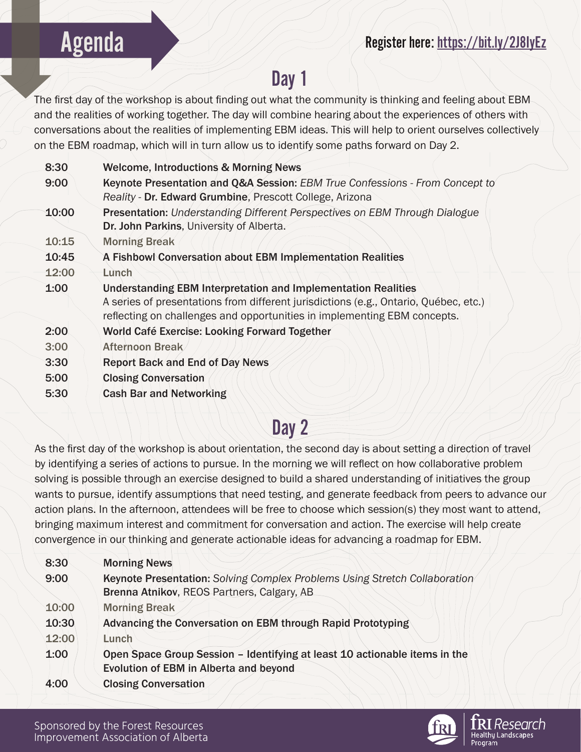# Agenda

Register here: https://bit.ly/2J8IyEz

## Day 1

The first day of the workshop is about finding out what the community is thinking and feeling about EBM and the realities of working together. The day will combine hearing about the experiences of others with conversations about the realities of implementing EBM ideas. This will help to orient ourselves collectively on the EBM roadmap, which will in turn allow us to identify some paths forward on Day 2.

| | |
|---|---|
| 8:30 | **Welcome, Introductions & Morning News** |
| 9:00 | **Keynote Presentation and Q&A Session:** *EBM True Confessions - From Concept to Reality* - **Dr. Edward Grumbine**, Prescott College, Arizona |
| 10:00 | **Presentation:** *Understanding Different Perspectives on EBM Through Dialogue* **Dr. John Parkins**, University of Alberta. |
| 10:15 | **Morning Break** |
| 10:45 | **A Fishbowl Conversation about EBM Implementation Realities** |
| 12:00 | **Lunch** |
| 1:00 | **Understanding EBM Interpretation and Implementation Realities** A series of presentations from different jurisdictions (e.g., Ontario, Québec, etc.) reflecting on challenges and opportunities in implementing EBM concepts. |
| 2:00 | **World Café Exercise: Looking Forward Together** |
| 3:00 | **Afternoon Break** |
| 3:30 | **Report Back and End of Day News** |
| 5:00 | **Closing Conversation** |
| 5:30 | **Cash Bar and Networking** |

## Day 2

As the first day of the workshop is about orientation, the second day is about setting a direction of travel by identifying a series of actions to pursue. In the morning we will reflect on how collaborative problem solving is possible through an exercise designed to build a shared understanding of initiatives the group wants to pursue, identify assumptions that need testing, and generate feedback from peers to advance our action plans. In the afternoon, attendees will be free to choose which session(s) they most want to attend, bringing maximum interest and commitment for conversation and action. The exercise will help create convergence in our thinking and generate actionable ideas for advancing a roadmap for EBM.

| | |
|---|---|
| 8:30 | **Morning News** |
| 9:00 | **Keynote Presentation:** *Solving Complex Problems Using Stretch Collaboration* **Brenna Atnikov**, REOS Partners, Calgary, AB |
| 10:00 | **Morning Break** |
| 10:30 | **Advancing the Conversation on EBM through Rapid Prototyping** |
| 12:00 | **Lunch** |
| 1:00 | **Open Space Group Session – Identifying at least 10 actionable items in the Evolution of EBM in Alberta and beyond** |
| 4:00 | **Closing Conversation** |

Sponsored by the Forest Resources Improvement Association of Alberta

fRI Research Healthy Landscapes Program